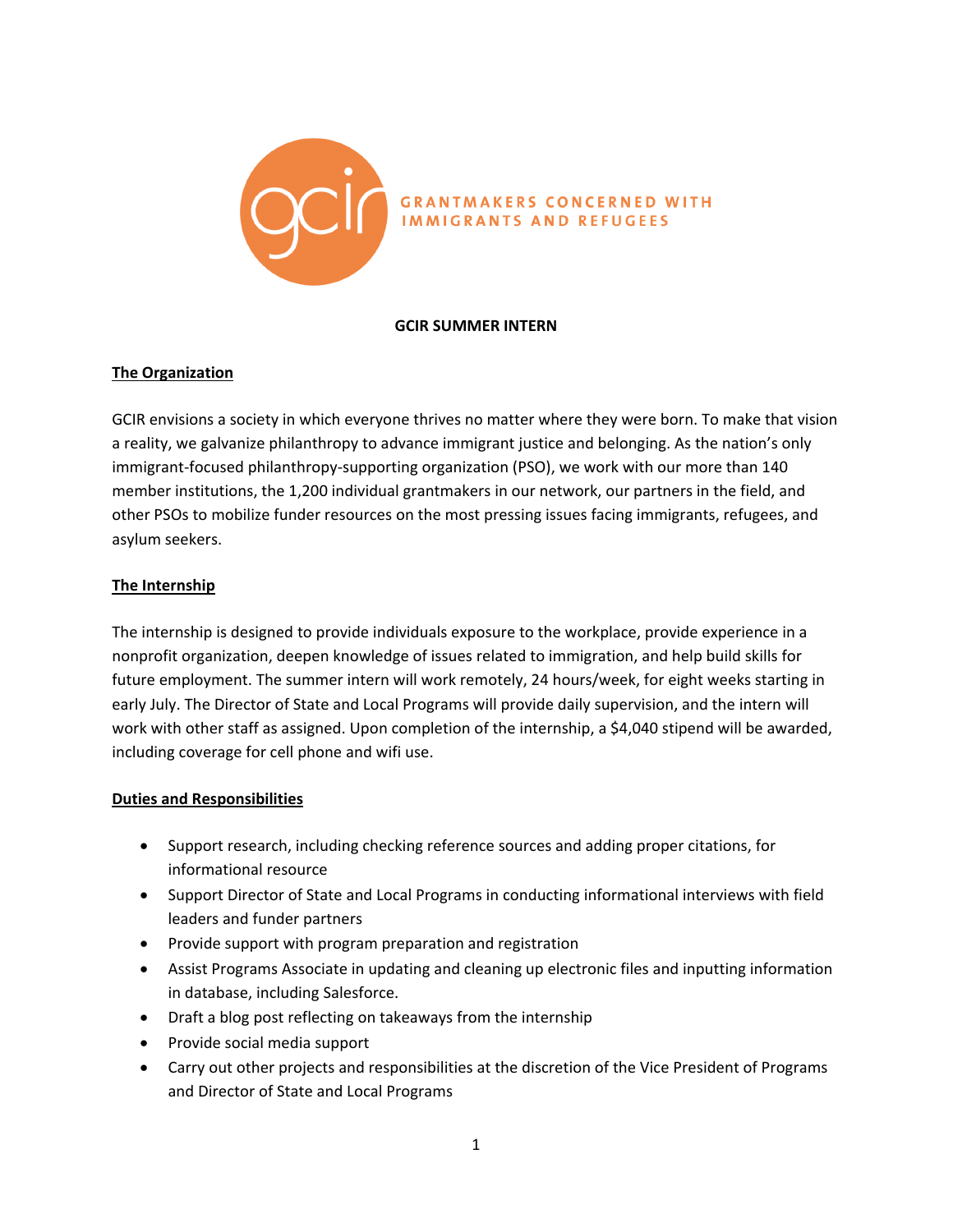GRANTMAKERS CONCERNED WITH IMMIGRANTS AND REFUGEES

# GCIR SUMMER INTERN

## The Organization

GCIR envisions a society in which everyone thrives no matter where they were born. To make that vision a reality, we galvanize philanthropy to advance immigrant justice and belonging. As the nation's only immigrant-focused philanthropy-supporting organization (PSO), we work with our more than 140 member institutions, the 1,200 individual grantmakers in our network, our partners in the field, and other PSOs to mobilize funder resources on the most pressing issues facing immigrants, refugees, and asylum seekers.

## The Internship

The internship is designed to provide individuals exposure to the workplace, provide experience in a nonprofit organization, deepen knowledge of issues related to immigration, and help build skills for future employment. The summer intern will work remotely, 24 hours/week, for eight weeks starting in early July. The Director of State and Local Programs will provide daily supervision, and the intern will work with other staff as assigned. Upon completion of the internship, a $4,040 stipend will be awarded, including coverage for cell phone and wifi use.

## Duties and Responsibilities

- Support research, including checking reference sources and adding proper citations, for informational resource
- Support Director of State and Local Programs in conducting informational interviews with field leaders and funder partners
- Provide support with program preparation and registration
- Assist Programs Associate in updating and cleaning up electronic files and inputting information in database, including Salesforce.
- Draft a blog post reflecting on takeaways from the internship
- Provide social media support
- Carry out other projects and responsibilities at the discretion of the Vice President of Programs and Director of State and Local Programs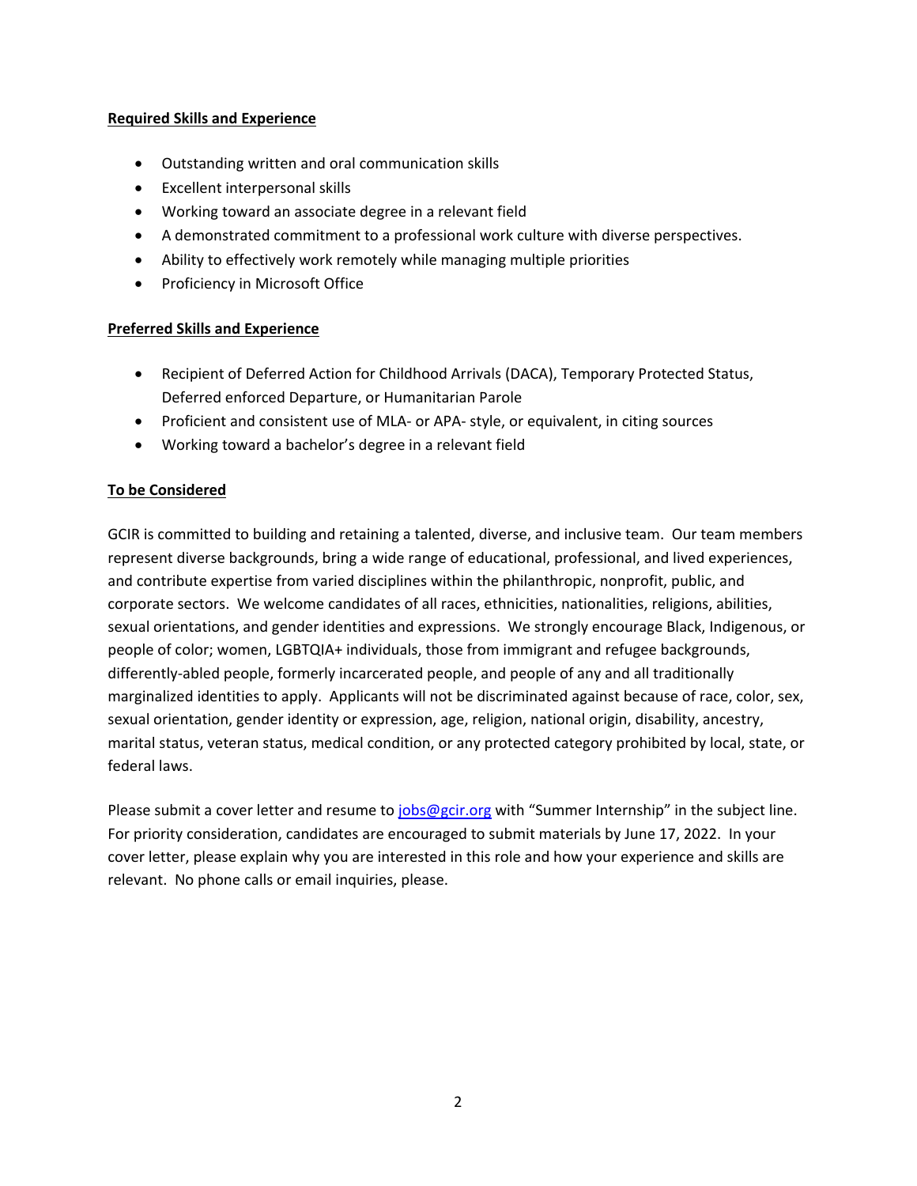**Required Skills and Experience**

- Outstanding written and oral communication skills
- Excellent interpersonal skills
- Working toward an associate degree in a relevant field
- A demonstrated commitment to a professional work culture with diverse perspectives.
- Ability to effectively work remotely while managing multiple priorities
- Proficiency in Microsoft Office

**Preferred Skills and Experience**

- Recipient of Deferred Action for Childhood Arrivals (DACA), Temporary Protected Status, Deferred enforced Departure, or Humanitarian Parole
- Proficient and consistent use of MLA- or APA- style, or equivalent, in citing sources
- Working toward a bachelor's degree in a relevant field

**To be Considered**

GCIR is committed to building and retaining a talented, diverse, and inclusive team. Our team members represent diverse backgrounds, bring a wide range of educational, professional, and lived experiences, and contribute expertise from varied disciplines within the philanthropic, nonprofit, public, and corporate sectors. We welcome candidates of all races, ethnicities, nationalities, religions, abilities, sexual orientations, and gender identities and expressions. We strongly encourage Black, Indigenous, or people of color; women, LGBTQIA+ individuals, those from immigrant and refugee backgrounds, differently-abled people, formerly incarcerated people, and people of any and all traditionally marginalized identities to apply. Applicants will not be discriminated against because of race, color, sex, sexual orientation, gender identity or expression, age, religion, national origin, disability, ancestry, marital status, veteran status, medical condition, or any protected category prohibited by local, state, or federal laws.

Please submit a cover letter and resume to jobs@gcir.org with "Summer Internship" in the subject line. For priority consideration, candidates are encouraged to submit materials by June 17, 2022. In your cover letter, please explain why you are interested in this role and how your experience and skills are relevant. No phone calls or email inquiries, please.